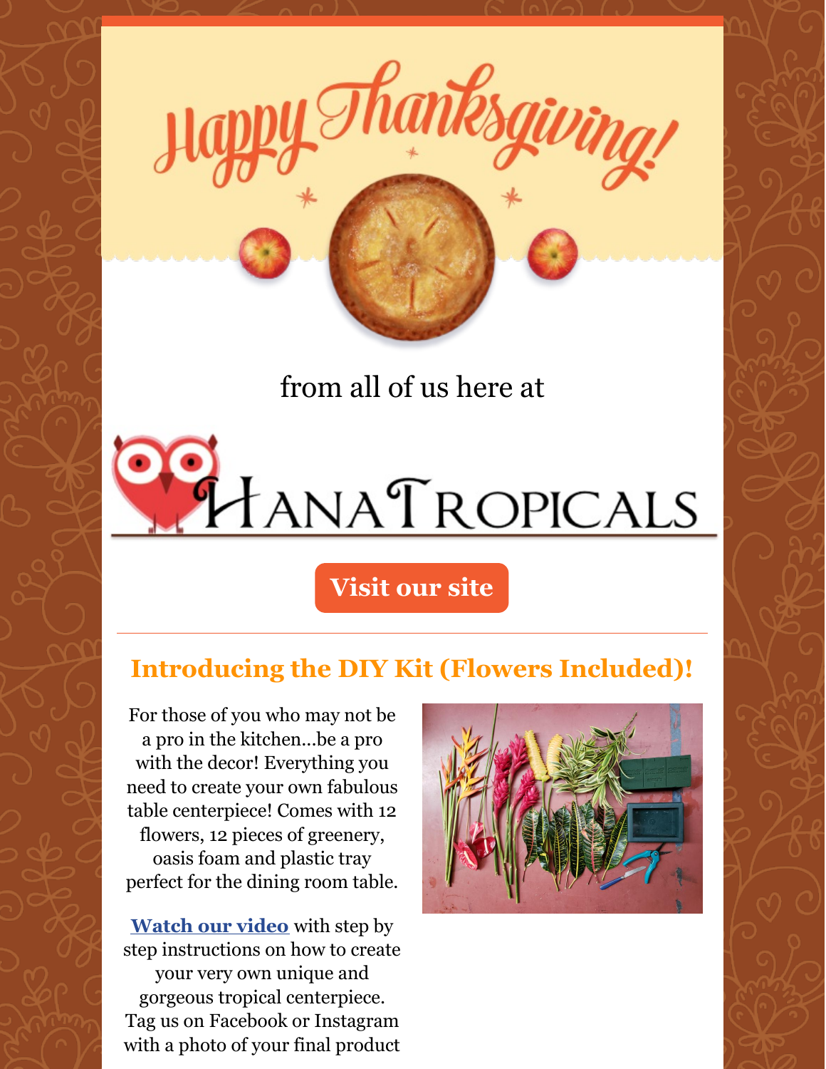# Happy Thanksgiving!

from all of us here at

HanaTropicals

Visit our site

## Introducing the DIY Kit (Flowers Included)!

For those of you who may not be a pro in the kitchen...be a pro with the decor! Everything you need to create your own fabulous table centerpiece! Comes with 12 flowers, 12 pieces of greenery, oasis foam and plastic tray perfect for the dining room table.

**Watch our video** with step by step instructions on how to create your very own unique and gorgeous tropical centerpiece. Tag us on Facebook or Instagram with a photo of your final product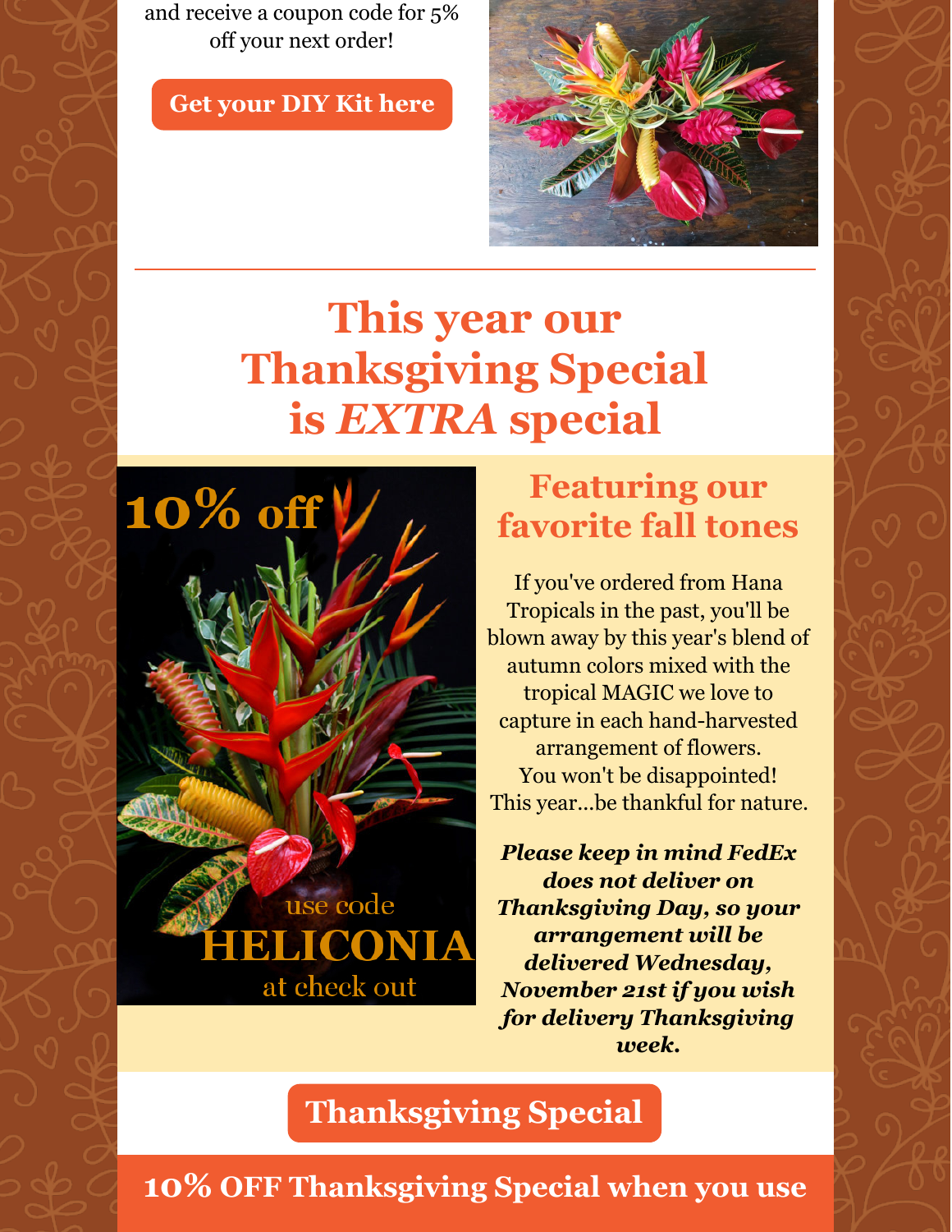and receive a coupon code for 5% off your next order!

Get your DIY Kit here

# This year our Thanksgiving Special is *EXTRA* special

10% off

use code HELICONIA at check out

## Featuring our favorite fall tones

If you've ordered from Hana Tropicals in the past, you'll be blown away by this year's blend of autumn colors mixed with the tropical MAGIC we love to capture in each hand-harvested arrangement of flowers. You won't be disappointed! This year...be thankful for nature.

***Please keep in mind FedEx does not deliver on Thanksgiving Day, so your arrangement will be delivered Wednesday, November 21st if you wish for delivery Thanksgiving week.***

Thanksgiving Special

**10% OFF Thanksgiving Special when you use**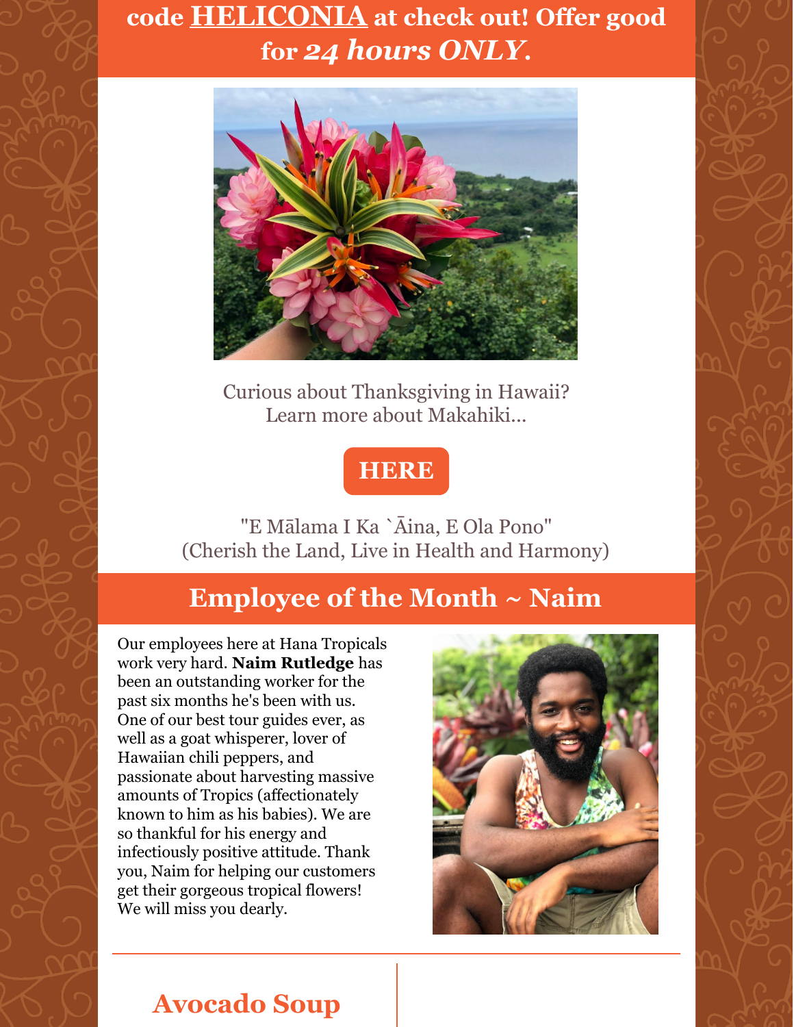**code HELICONIA at check out! Offer good for *24 hours ONLY*.**

Curious about Thanksgiving in Hawaii?
Learn more about Makahiki...

**HERE**

"E Mālama I Ka `Āina, E Ola Pono"
(Cherish the Land, Live in Health and Harmony)

## Employee of the Month ~ Naim

Our employees here at Hana Tropicals work very hard. **Naim Rutledge** has been an outstanding worker for the past six months he's been with us. One of our best tour guides ever, as well as a goat whisperer, lover of Hawaiian chili peppers, and passionate about harvesting massive amounts of Tropics (affectionately known to him as his babies). We are so thankful for his energy and infectiously positive attitude. Thank you, Naim for helping our customers get their gorgeous tropical flowers! We will miss you dearly.

## Avocado Soup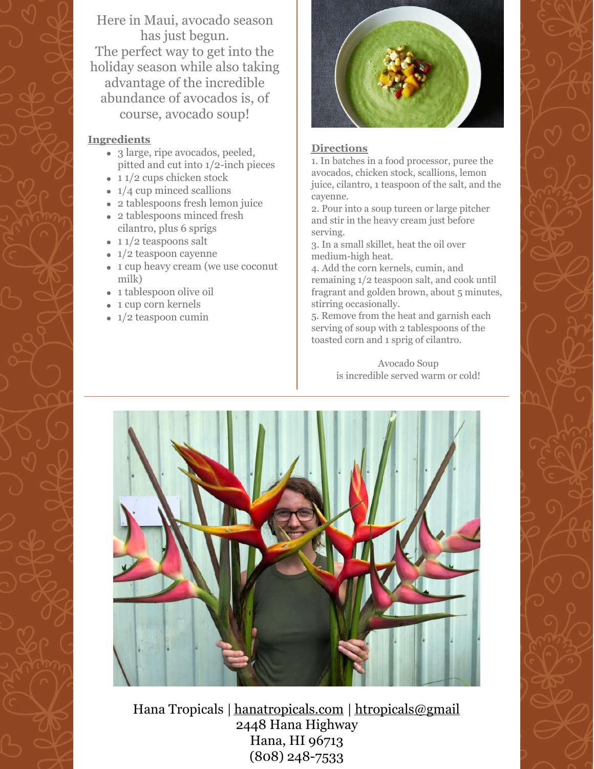Here in Maui, avocado season has just begun.
The perfect way to get into the holiday season while also taking advantage of the incredible abundance of avocados is, of course, avocado soup!

**Ingredients**

- 3 large, ripe avocados, peeled, pitted and cut into 1/2-inch pieces
- 1 1/2 cups chicken stock
- 1/4 cup minced scallions
- 2 tablespoons fresh lemon juice
- 2 tablespoons minced fresh cilantro, plus 6 sprigs
- 1 1/2 teaspoons salt
- 1/2 teaspoon cayenne
- 1 cup heavy cream (we use coconut milk)
- 1 tablespoon olive oil
- 1 cup corn kernels
- 1/2 teaspoon cumin

**Directions**

1. In batches in a food processor, puree the avocados, chicken stock, scallions, lemon juice, cilantro, 1 teaspoon of the salt, and the cayenne.
2. Pour into a soup tureen or large pitcher and stir in the heavy cream just before serving.
3. In a small skillet, heat the oil over medium-high heat.
4. Add the corn kernels, cumin, and remaining 1/2 teaspoon salt, and cook until fragrant and golden brown, about 5 minutes, stirring occasionally.
5. Remove from the heat and garnish each serving of soup with 2 tablespoons of the toasted corn and 1 sprig of cilantro.

Avocado Soup
is incredible served warm or cold!

---

Hana Tropicals | hanatropicals.com | htropicals@gmail
2448 Hana Highway
Hana, HI 96713
(808) 248-7533